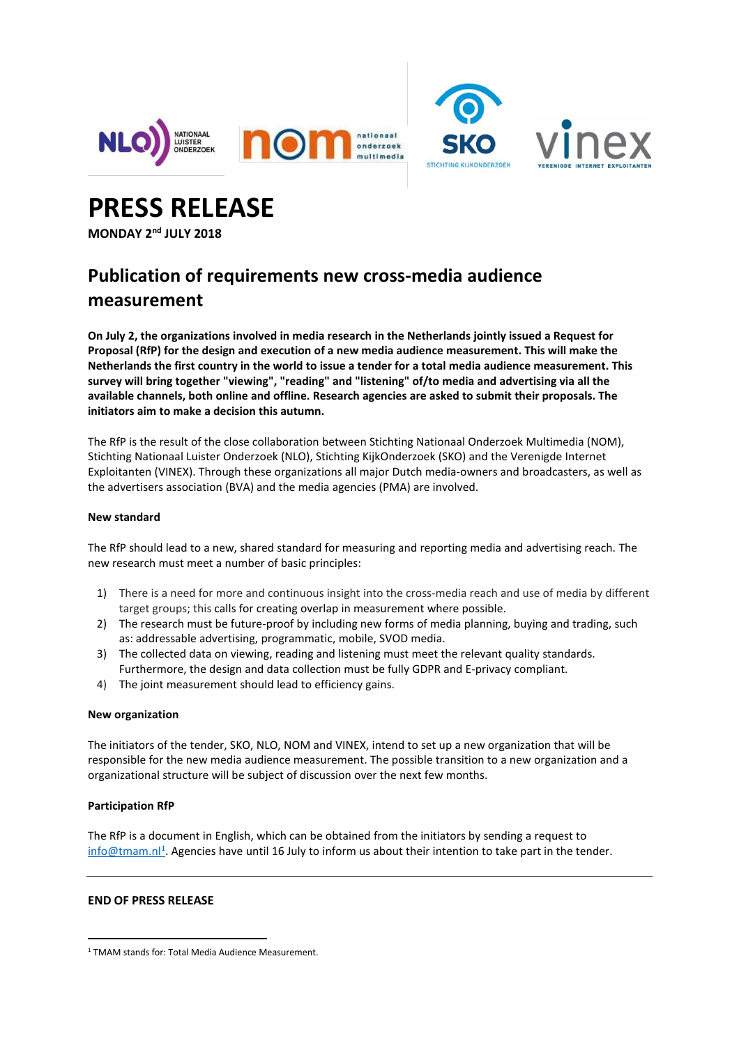# PRESS RELEASE

**MONDAY 2nd JULY 2018**

## Publication of requirements new cross-media audience measurement

**On July 2, the organizations involved in media research in the Netherlands jointly issued a Request for Proposal (RfP) for the design and execution of a new media audience measurement. This will make the Netherlands the first country in the world to issue a tender for a total media audience measurement. This survey will bring together "viewing", "reading" and "listening" of/to media and advertising via all the available channels, both online and offline. Research agencies are asked to submit their proposals. The initiators aim to make a decision this autumn.**

The RfP is the result of the close collaboration between Stichting Nationaal Onderzoek Multimedia (NOM), Stichting Nationaal Luister Onderzoek (NLO), Stichting KijkOnderzoek (SKO) and the Verenigde Internet Exploitanten (VINEX). Through these organizations all major Dutch media-owners and broadcasters, as well as the advertisers association (BVA) and the media agencies (PMA) are involved.

**New standard**

The RfP should lead to a new, shared standard for measuring and reporting media and advertising reach. The new research must meet a number of basic principles:

1) There is a need for more and continuous insight into the cross-media reach and use of media by different target groups; this calls for creating overlap in measurement where possible.
2) The research must be future-proof by including new forms of media planning, buying and trading, such as: addressable advertising, programmatic, mobile, SVOD media.
3) The collected data on viewing, reading and listening must meet the relevant quality standards. Furthermore, the design and data collection must be fully GDPR and E-privacy compliant.
4) The joint measurement should lead to efficiency gains.

**New organization**

The initiators of the tender, SKO, NLO, NOM and VINEX, intend to set up a new organization that will be responsible for the new media audience measurement. The possible transition to a new organization and a organizational structure will be subject of discussion over the next few months.

**Participation RfP**

The RfP is a document in English, which can be obtained from the initiators by sending a request to info@tmam.nl[1]. Agencies have until 16 July to inform us about their intention to take part in the tender.

---

**END OF PRESS RELEASE**

[1] TMAM stands for: Total Media Audience Measurement.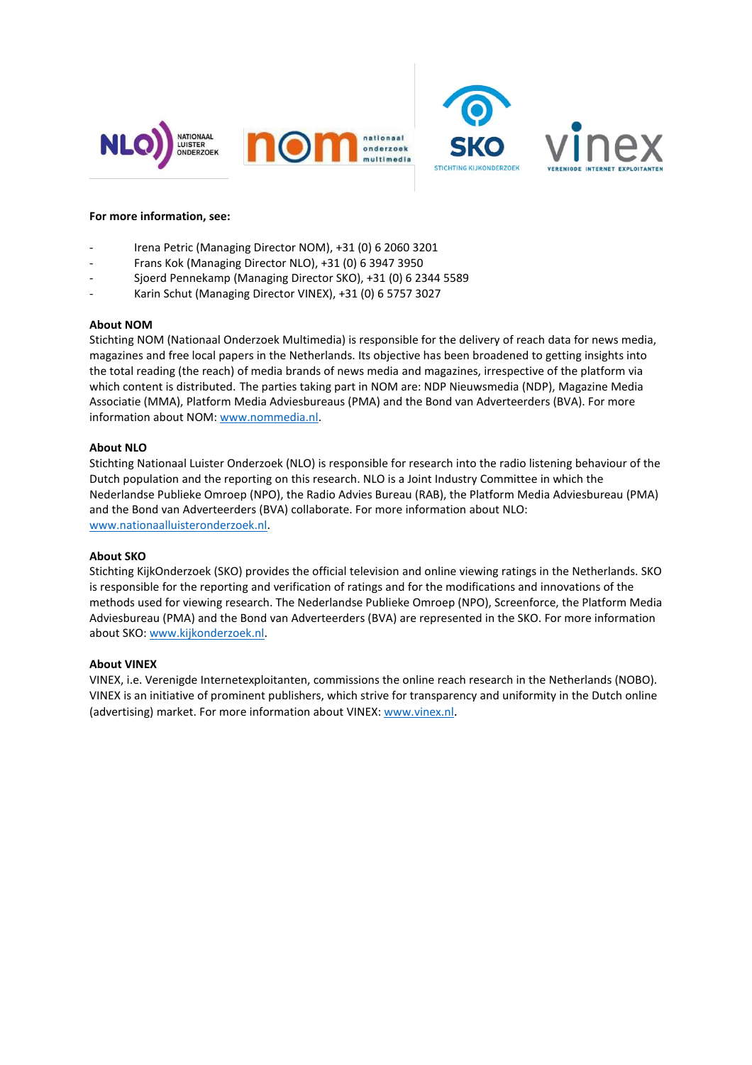**For more information, see:**

- Irena Petric (Managing Director NOM), +31 (0) 6 2060 3201
- Frans Kok (Managing Director NLO), +31 (0) 6 3947 3950
- Sjoerd Pennekamp (Managing Director SKO), +31 (0) 6 2344 5589
- Karin Schut (Managing Director VINEX), +31 (0) 6 5757 3027

**About NOM**

Stichting NOM (Nationaal Onderzoek Multimedia) is responsible for the delivery of reach data for news media, magazines and free local papers in the Netherlands. Its objective has been broadened to getting insights into the total reading (the reach) of media brands of news media and magazines, irrespective of the platform via which content is distributed. The parties taking part in NOM are: NDP Nieuwsmedia (NDP), Magazine Media Associatie (MMA), Platform Media Adviesbureaus (PMA) and the Bond van Adverteerders (BVA). For more information about NOM: www.nommedia.nl.

**About NLO**

Stichting Nationaal Luister Onderzoek (NLO) is responsible for research into the radio listening behaviour of the Dutch population and the reporting on this research. NLO is a Joint Industry Committee in which the Nederlandse Publieke Omroep (NPO), the Radio Advies Bureau (RAB), the Platform Media Adviesbureau (PMA) and the Bond van Adverteerders (BVA) collaborate. For more information about NLO: www.nationaalluisteronderzoek.nl.

**About SKO**

Stichting KijkOnderzoek (SKO) provides the official television and online viewing ratings in the Netherlands. SKO is responsible for the reporting and verification of ratings and for the modifications and innovations of the methods used for viewing research. The Nederlandse Publieke Omroep (NPO), Screenforce, the Platform Media Adviesbureau (PMA) and the Bond van Adverteerders (BVA) are represented in the SKO. For more information about SKO: www.kijkonderzoek.nl.

**About VINEX**

VINEX, i.e. Verenigde Internetexploitanten, commissions the online reach research in the Netherlands (NOBO). VINEX is an initiative of prominent publishers, which strive for transparency and uniformity in the Dutch online (advertising) market. For more information about VINEX: www.vinex.nl.